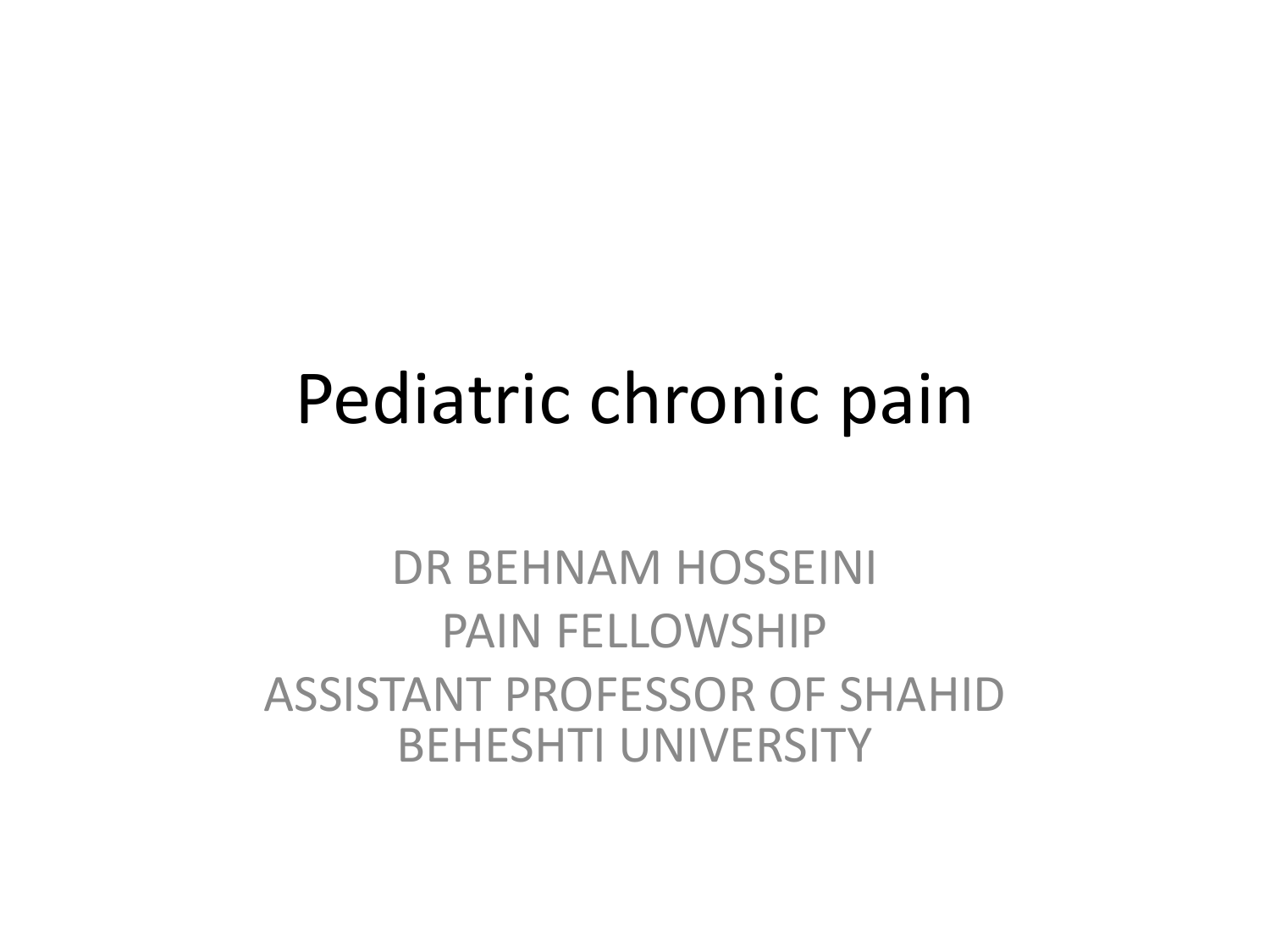# Pediatric chronic pain

DR BEHNAM HOSSEINI

PAIN FELLOWSHIP

ASSISTANT PROFESSOR OF SHAHID BEHESHTI UNIVERSITY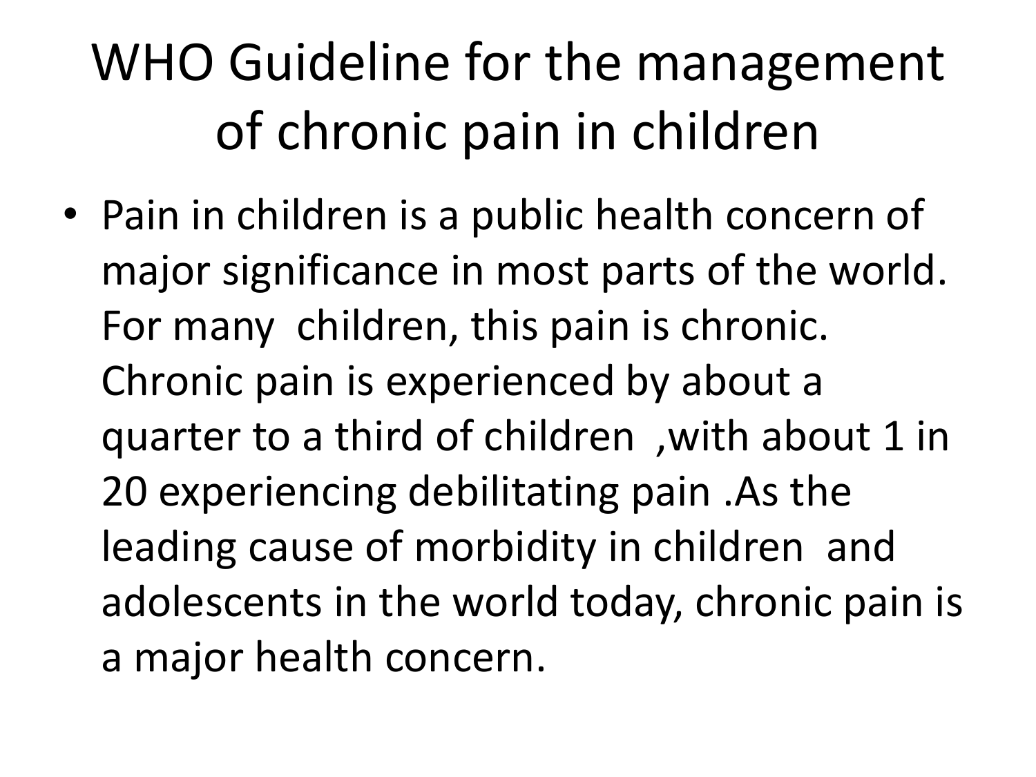# WHO Guideline for the management of chronic pain in children

- Pain in children is a public health concern of major significance in most parts of the world. For many children, this pain is chronic. Chronic pain is experienced by about a quarter to a third of children ,with about 1 in 20 experiencing debilitating pain .As the leading cause of morbidity in children and adolescents in the world today, chronic pain is a major health concern.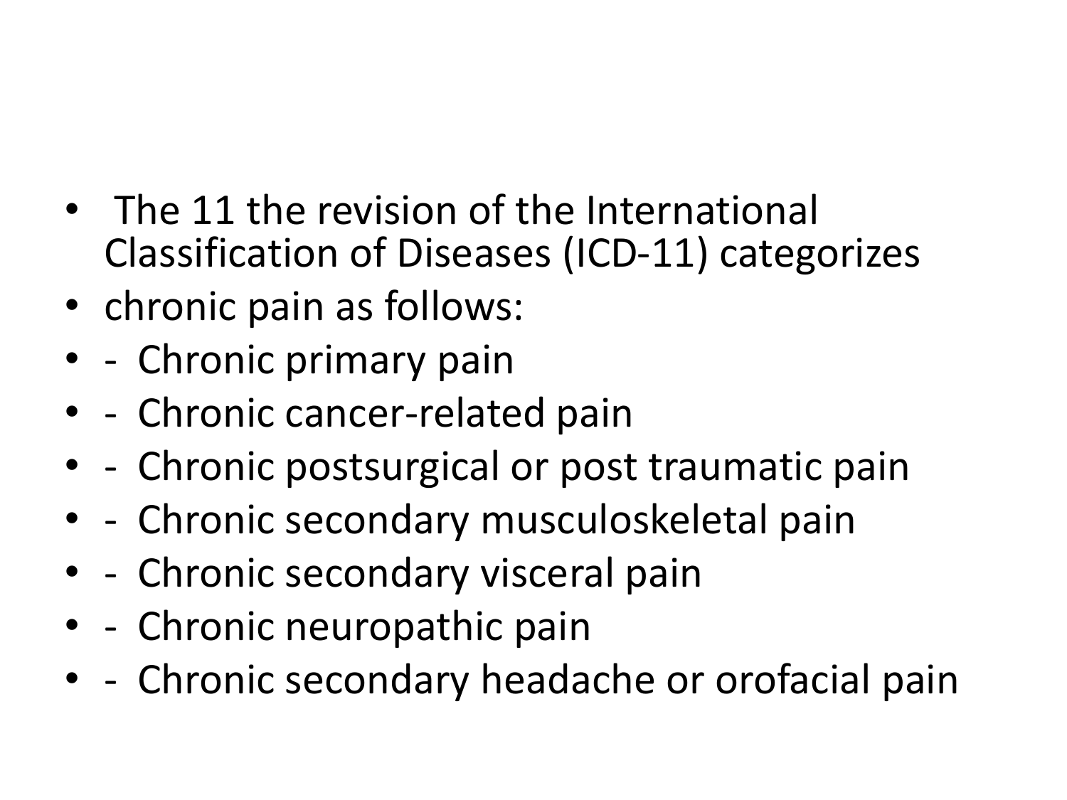- The 11 the revision of the International Classification of Diseases (ICD-11) categorizes
- chronic pain as follows:
- - Chronic primary pain
- - Chronic cancer-related pain
- - Chronic postsurgical or post traumatic pain
- - Chronic secondary musculoskeletal pain
- - Chronic secondary visceral pain
- - Chronic neuropathic pain
- - Chronic secondary headache or orofacial pain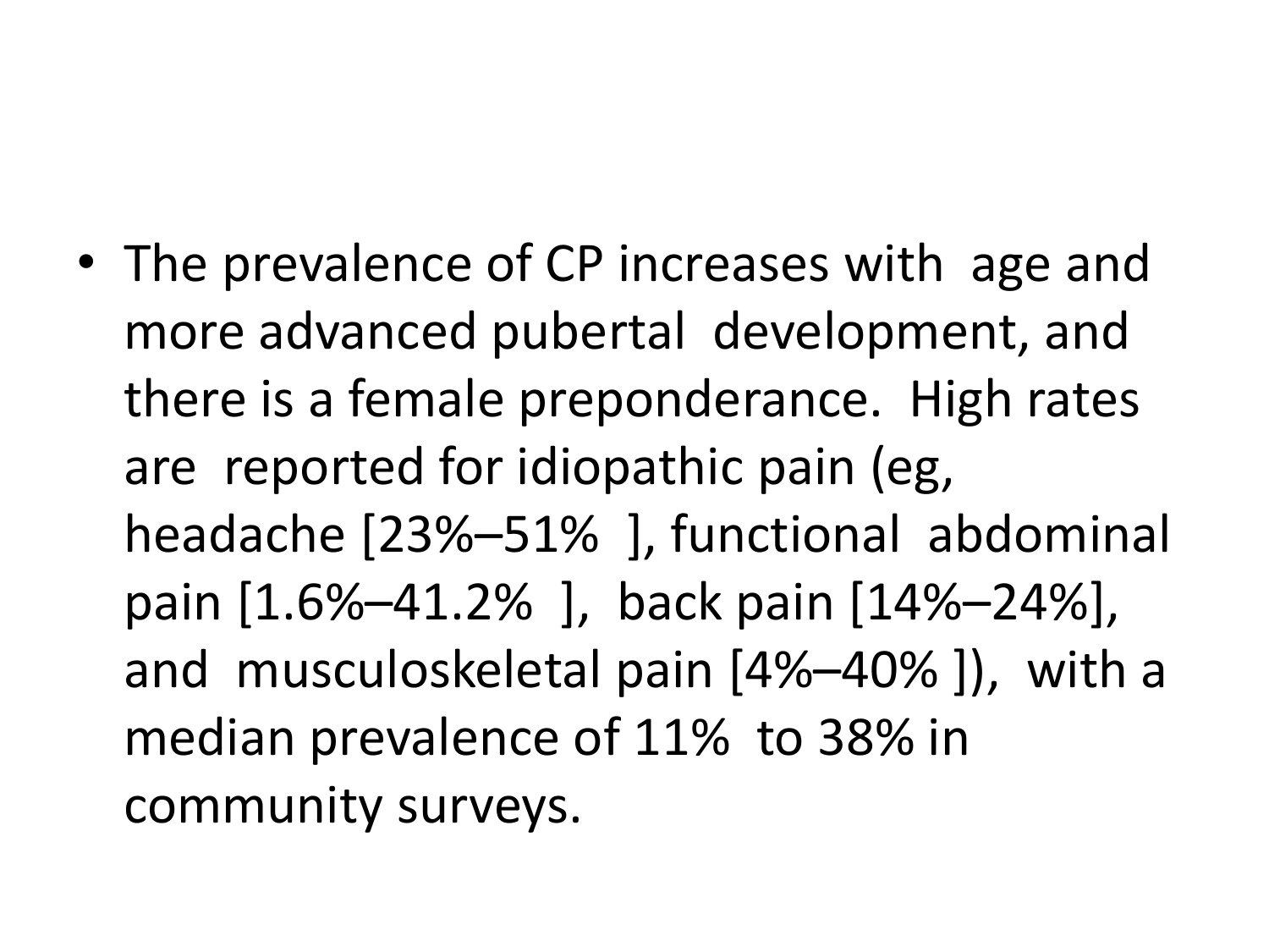- The prevalence of CP increases with age and more advanced pubertal development, and there is a female preponderance. High rates are reported for idiopathic pain (eg, headache [23%–51% ], functional abdominal pain [1.6%–41.2% ], back pain [14%–24%], and musculoskeletal pain [4%–40% ]), with a median prevalence of 11% to 38% in community surveys.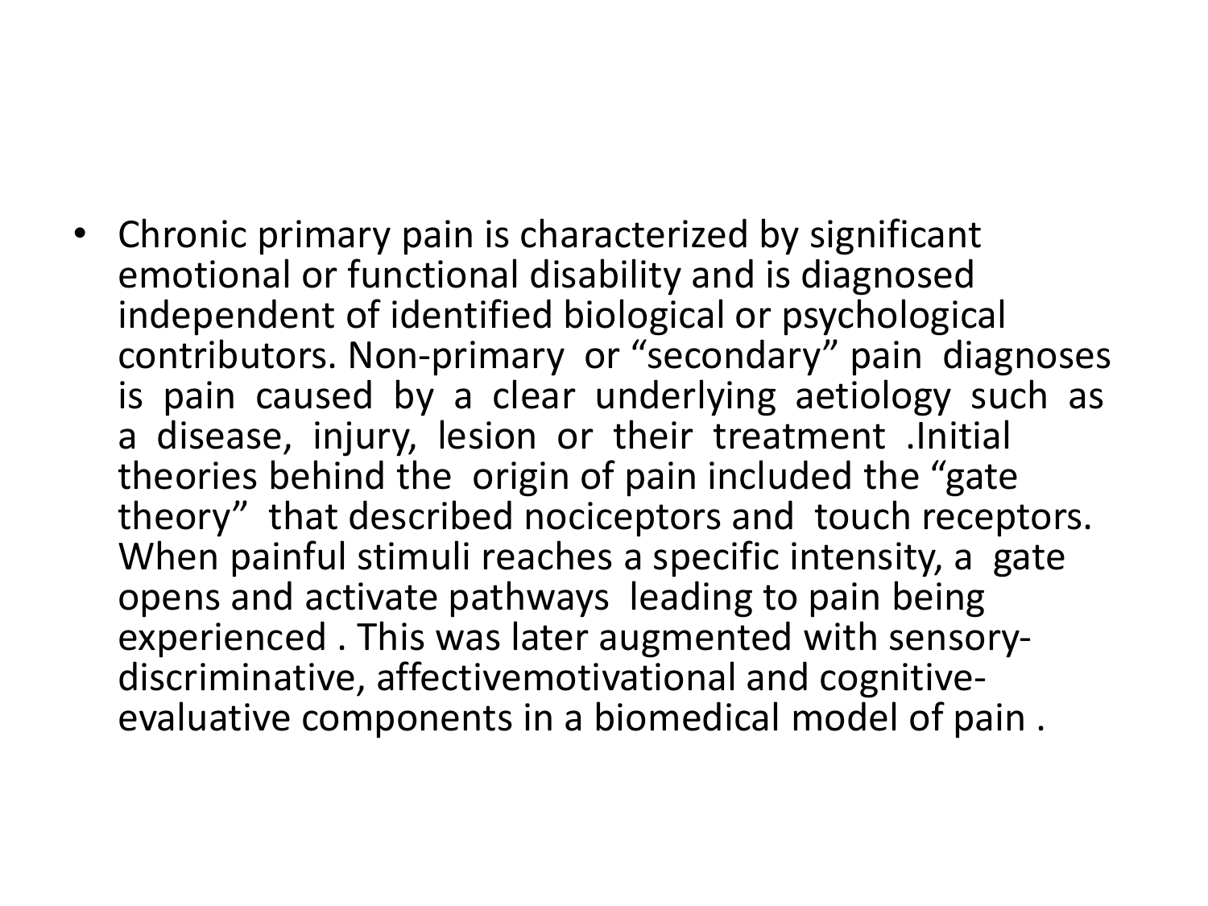- Chronic primary pain is characterized by significant emotional or functional disability and is diagnosed independent of identified biological or psychological contributors. Non-primary or "secondary" pain diagnoses is pain caused by a clear underlying aetiology such as a disease, injury, lesion or their treatment .Initial theories behind the origin of pain included the "gate theory" that described nociceptors and touch receptors. When painful stimuli reaches a specific intensity, a gate opens and activate pathways leading to pain being experienced . This was later augmented with sensory-discriminative, affectivemotivational and cognitive-evaluative components in a biomedical model of pain .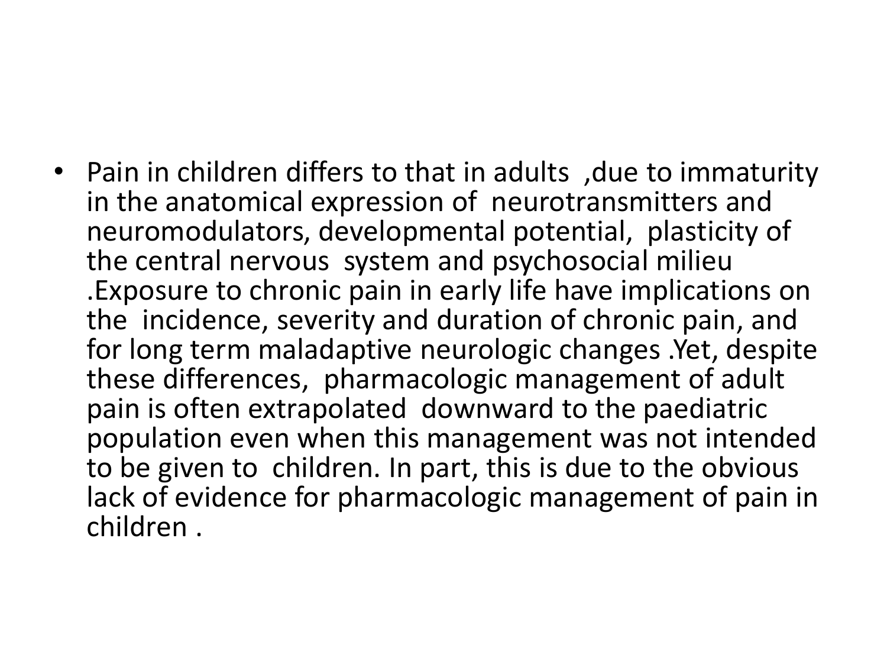- Pain in children differs to that in adults ,due to immaturity in the anatomical expression of neurotransmitters and neuromodulators, developmental potential, plasticity of the central nervous system and psychosocial milieu .Exposure to chronic pain in early life have implications on the incidence, severity and duration of chronic pain, and for long term maladaptive neurologic changes .Yet, despite these differences, pharmacologic management of adult pain is often extrapolated downward to the paediatric population even when this management was not intended to be given to children. In part, this is due to the obvious lack of evidence for pharmacologic management of pain in children .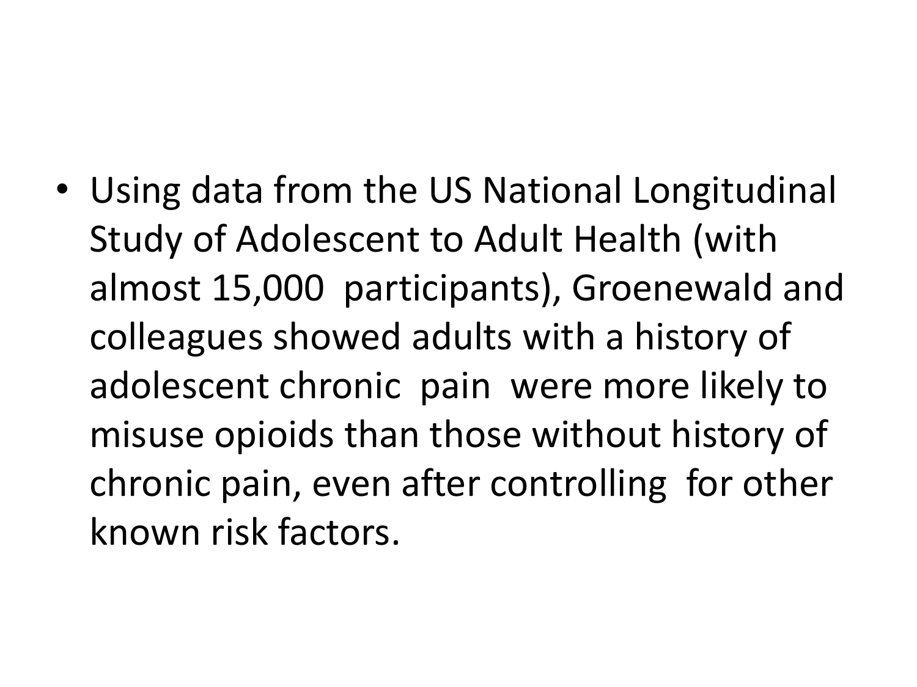- Using data from the US National Longitudinal Study of Adolescent to Adult Health (with almost 15,000 participants), Groenewald and colleagues showed adults with a history of adolescent chronic pain were more likely to misuse opioids than those without history of chronic pain, even after controlling for other known risk factors.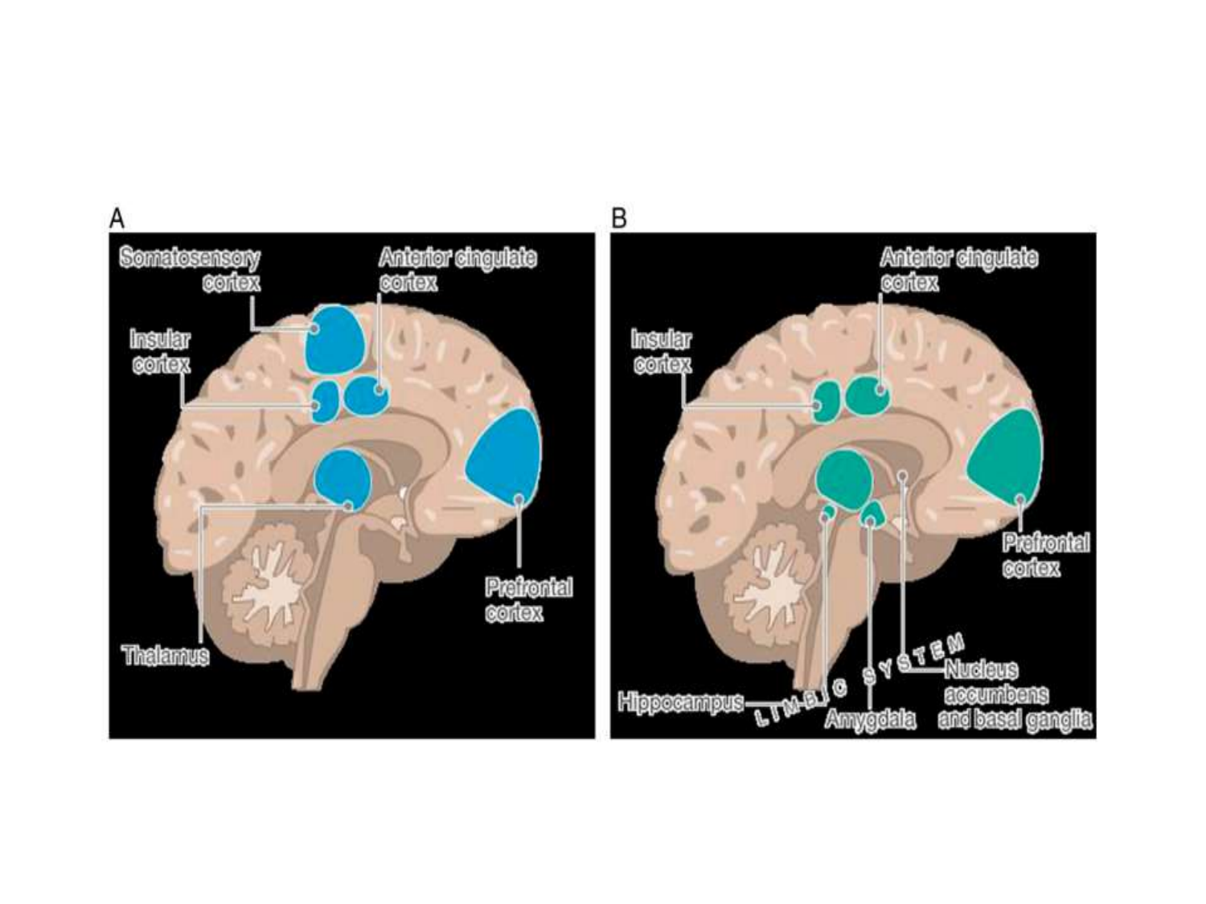A

Somatosensory cortex

Anterior cingulate cortex

Insular cortex

Thalamus

Prefrontal cortex

B

Anterior cingulate cortex

Insular cortex

Prefrontal cortex

Hippocampus

LIMBIC SYSTEM

Amygdala

Nucleus accumbens and basal ganglia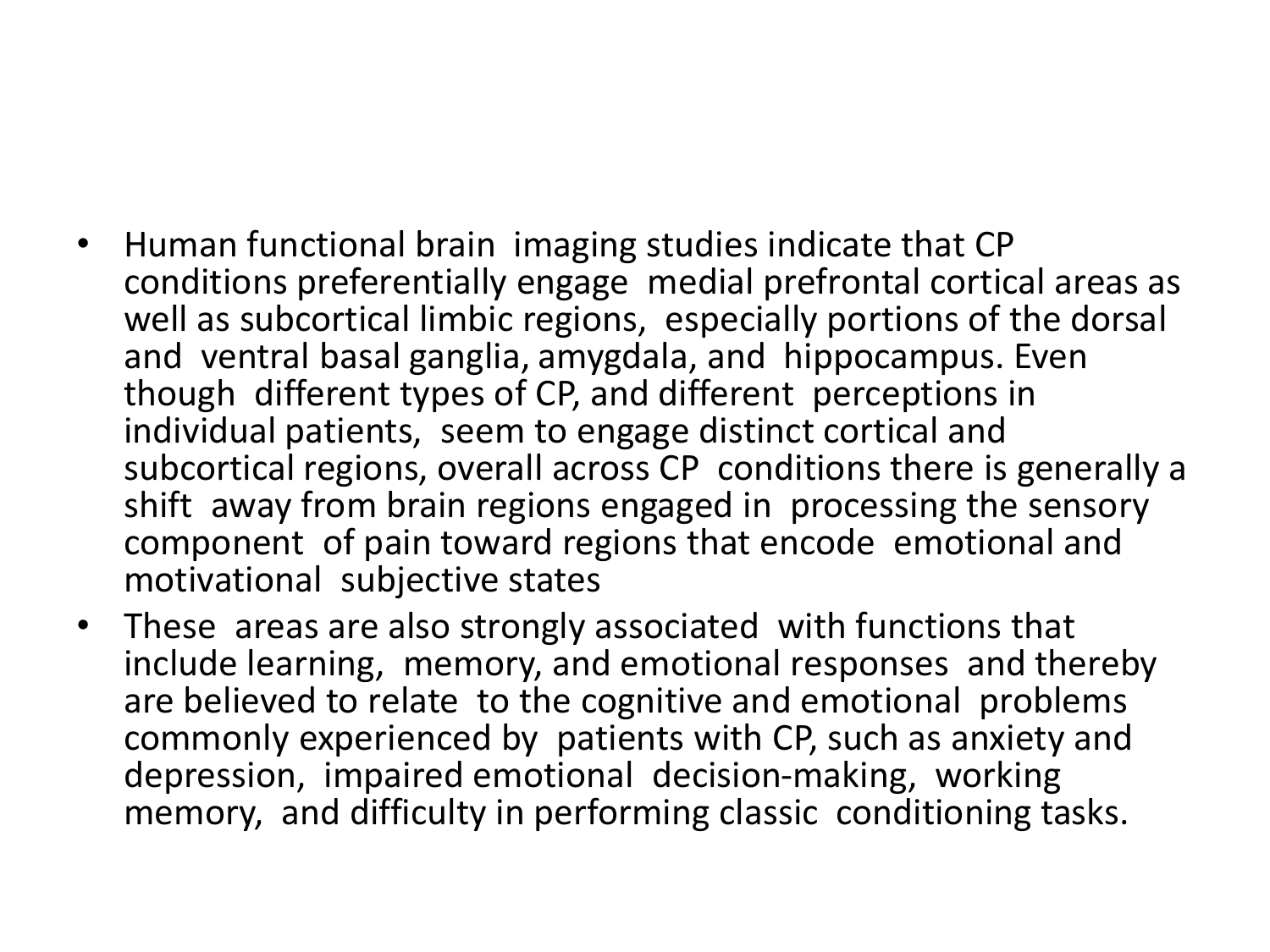- Human functional brain imaging studies indicate that CP conditions preferentially engage medial prefrontal cortical areas as well as subcortical limbic regions, especially portions of the dorsal and ventral basal ganglia, amygdala, and hippocampus. Even though different types of CP, and different perceptions in individual patients, seem to engage distinct cortical and subcortical regions, overall across CP conditions there is generally a shift away from brain regions engaged in processing the sensory component of pain toward regions that encode emotional and motivational subjective states
- These areas are also strongly associated with functions that include learning, memory, and emotional responses and thereby are believed to relate to the cognitive and emotional problems commonly experienced by patients with CP, such as anxiety and depression, impaired emotional decision-making, working memory, and difficulty in performing classic conditioning tasks.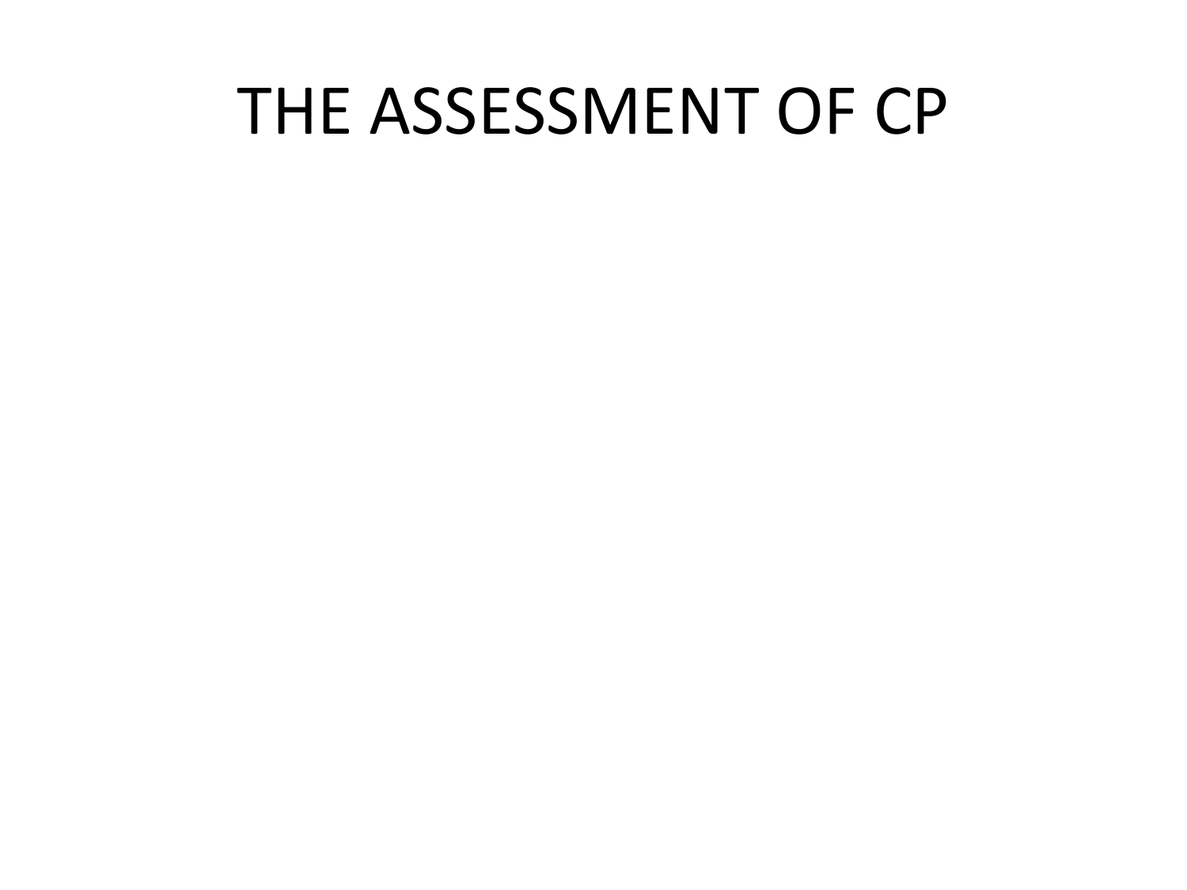# THE ASSESSMENT OF CP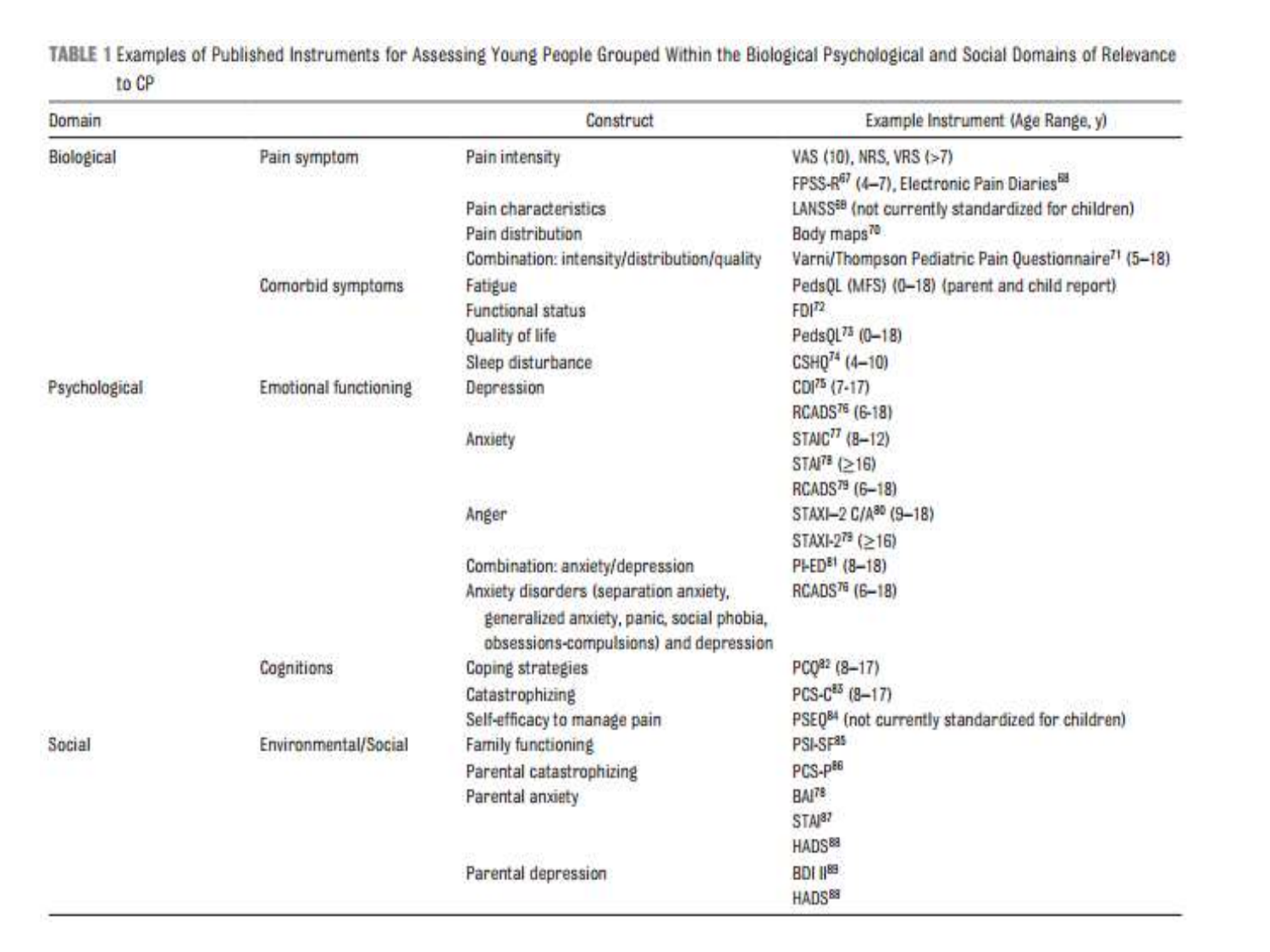**TABLE 1** Examples of Published Instruments for Assessing Young People Grouped Within the Biological Psychological and Social Domains of Relevance to CP

| Domain | | Construct | Example Instrument (Age Range, y) |
|---|---|---|---|
| Biological | Pain symptom | Pain intensity | VAS (10), NRS, VRS (>7) |
| | | | FPSS-R[67] (4–7), Electronic Pain Diaries[68] |
| | | Pain characteristics | LANSS[69] (not currently standardized for children) |
| | | Pain distribution | Body maps[70] |
| | | Combination: intensity/distribution/quality | Varni/Thompson Pediatric Pain Questionnaire[71] (5–18) |
| | Comorbid symptoms | Fatigue | PedsQL (MFS) (0–18) (parent and child report) |
| | | Functional status | FDI[72] |
| | | Quality of life | PedsQL[73] (0–18) |
| | | Sleep disturbance | CSHQ[74] (4–10) |
| Psychological | Emotional functioning | Depression | CDI[75] (7-17) |
| | | | RCADS[76] (6-18) |
| | | Anxiety | STAIC[77] (8–12) |
| | | | STAI[78] (≥16) |
| | | | RCADS[79] (6–18) |
| | | Anger | STAXI–2 C/A[80] (9–18) |
| | | | STAXI-2[79] (≥16) |
| | | Combination: anxiety/depression | PI-ED[81] (8–18) |
| | | Anxiety disorders (separation anxiety, generalized anxiety, panic, social phobia, obsessions-compulsions) and depression | RCADS[76] (6–18) |
| | Cognitions | Coping strategies | PCQ[82] (8–17) |
| | | Catastrophizing | PCS-C[83] (8–17) |
| | | Self-efficacy to manage pain | PSEQ[84] (not currently standardized for children) |
| Social | Environmental/Social | Family functioning | PSI-SF[85] |
| | | Parental catastrophizing | PCS-P[86] |
| | | Parental anxiety | BAI[78] |
| | | | STAI[87] |
| | | | HADS[88] |
| | | Parental depression | BDI II[89] |
| | | | HADS[88] |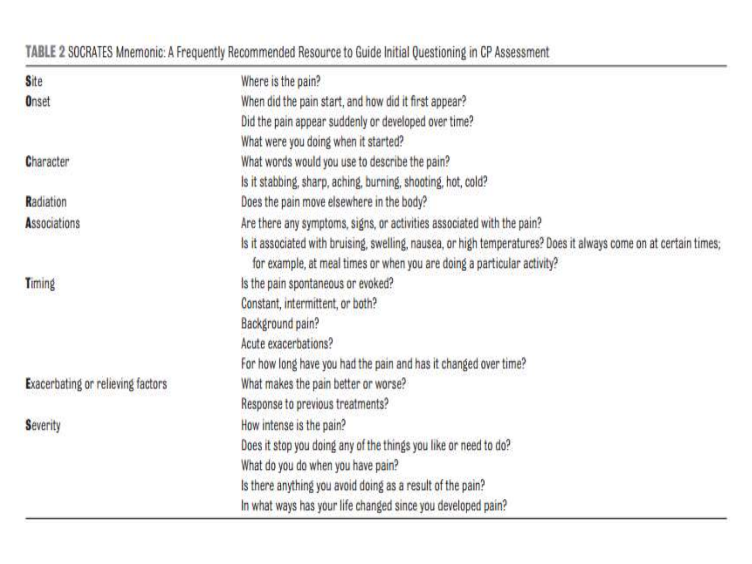**TABLE 2** SOCRATES Mnemonic: A Frequently Recommended Resource to Guide Initial Questioning in CP Assessment

| | |
|---|---|
| **S**ite | Where is the pain? |
| **O**nset | When did the pain start, and how did it first appear?<br>Did the pain appear suddenly or developed over time?<br>What were you doing when it started? |
| **C**haracter | What words would you use to describe the pain?<br>Is it stabbing, sharp, aching, burning, shooting, hot, cold? |
| **R**adiation | Does the pain move elsewhere in the body? |
| **A**ssociations | Are there any symptoms, signs, or activities associated with the pain?<br>Is it associated with bruising, swelling, nausea, or high temperatures? Does it always come on at certain times; for example, at meal times or when you are doing a particular activity? |
| **T**iming | Is the pain spontaneous or evoked?<br>Constant, intermittent, or both?<br>Background pain?<br>Acute exacerbations?<br>For how long have you had the pain and has it changed over time? |
| **E**xacerbating or relieving factors | What makes the pain better or worse?<br>Response to previous treatments? |
| **S**everity | How intense is the pain?<br>Does it stop you doing any of the things you like or need to do?<br>What do you do when you have pain?<br>Is there anything you avoid doing as a result of the pain?<br>In what ways has your life changed since you developed pain? |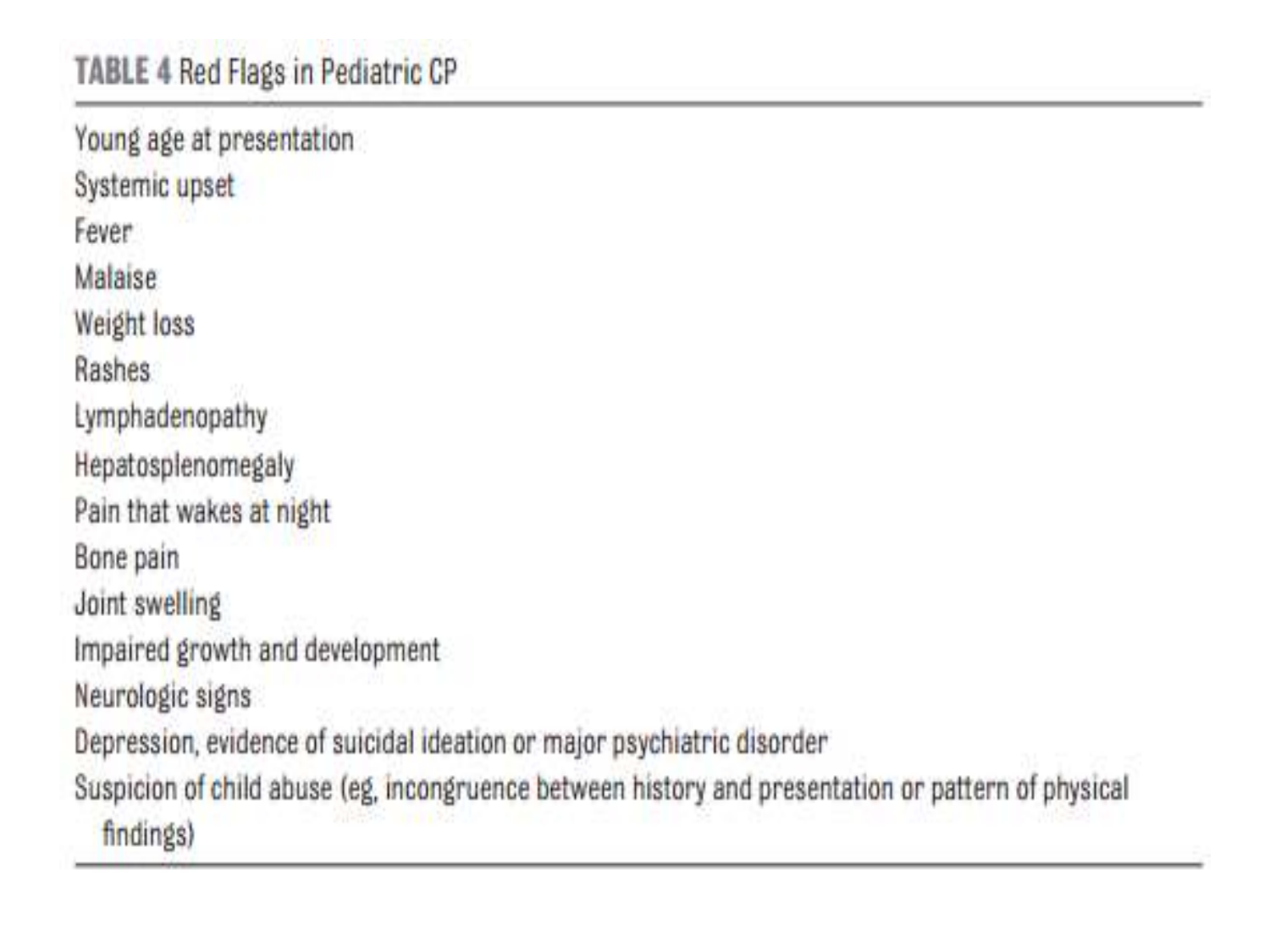**TABLE 4** Red Flags in Pediatric CP

| |
|---|
| Young age at presentation |
| Systemic upset |
| Fever |
| Malaise |
| Weight loss |
| Rashes |
| Lymphadenopathy |
| Hepatosplenomegaly |
| Pain that wakes at night |
| Bone pain |
| Joint swelling |
| Impaired growth and development |
| Neurologic signs |
| Depression, evidence of suicidal ideation or major psychiatric disorder |
| Suspicion of child abuse (eg, incongruence between history and presentation or pattern of physical findings) |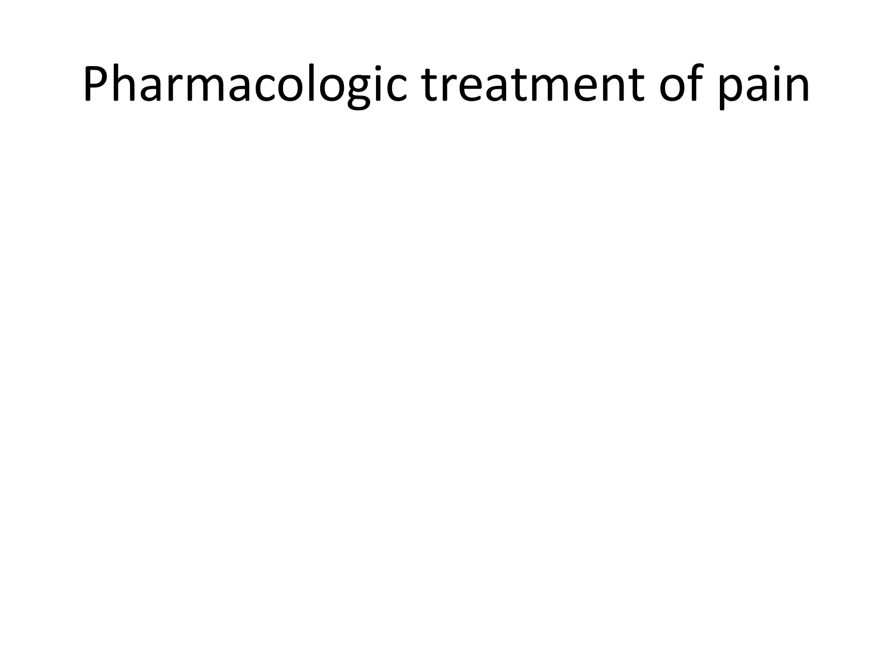# Pharmacologic treatment of pain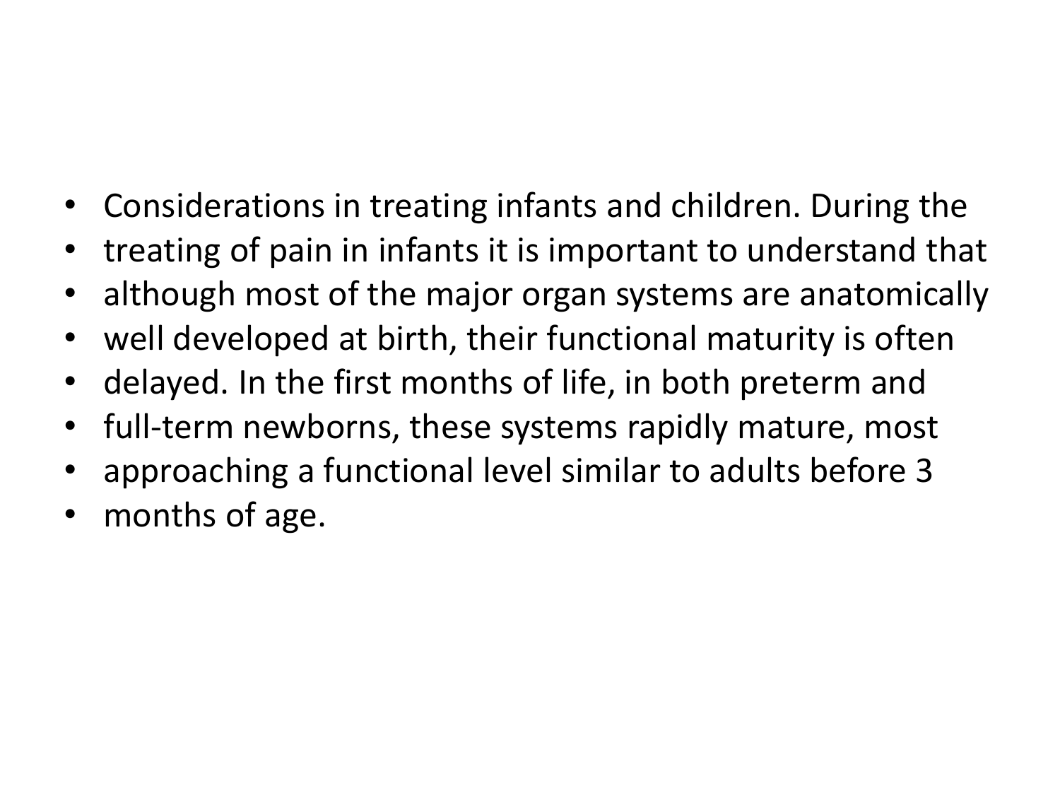- Considerations in treating infants and children. During the
- treating of pain in infants it is important to understand that
- although most of the major organ systems are anatomically
- well developed at birth, their functional maturity is often
- delayed. In the first months of life, in both preterm and
- full-term newborns, these systems rapidly mature, most
- approaching a functional level similar to adults before 3
- months of age.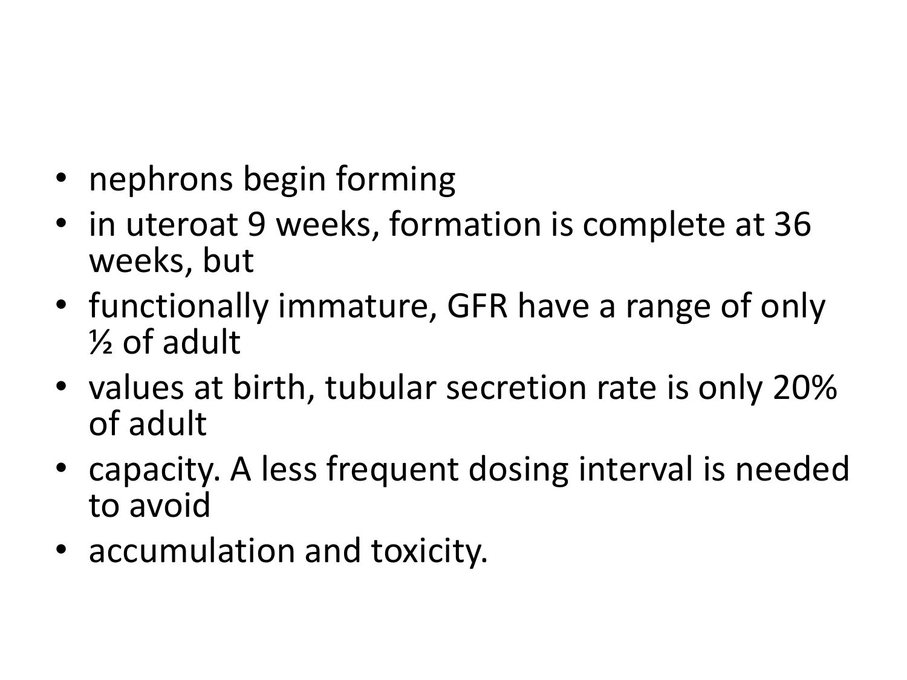- nephrons begin forming
- in uteroat 9 weeks, formation is complete at 36 weeks, but
- functionally immature, GFR have a range of only ½ of adult
- values at birth, tubular secretion rate is only 20% of adult
- capacity. A less frequent dosing interval is needed to avoid
- accumulation and toxicity.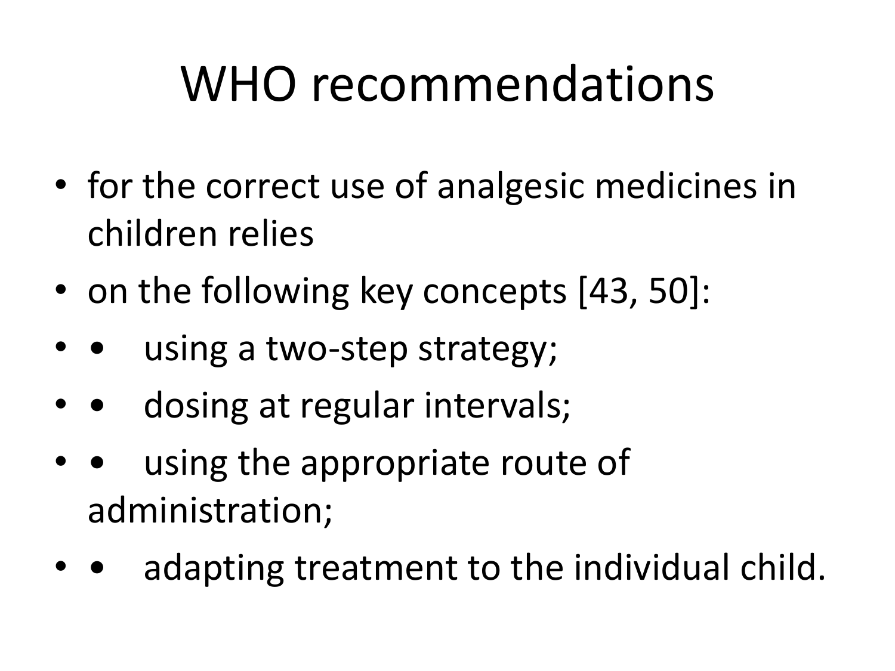# WHO recommendations

- for the correct use of analgesic medicines in children relies
- on the following key concepts [43, 50]:
- •   using a two-step strategy;
- •   dosing at regular intervals;
- •   using the appropriate route of administration;
- •   adapting treatment to the individual child.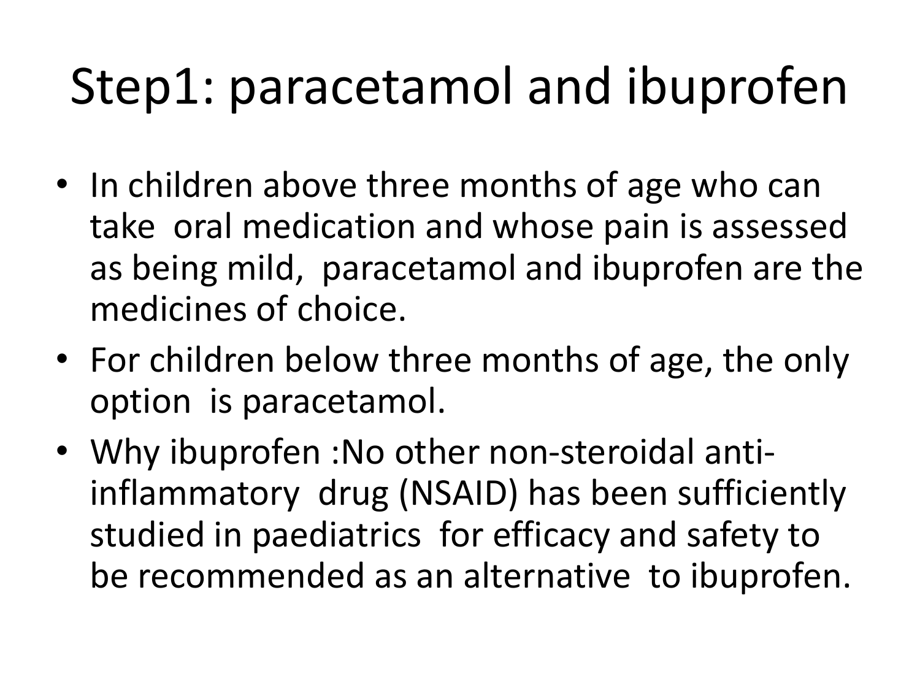# Step1: paracetamol and ibuprofen

- In children above three months of age who can take oral medication and whose pain is assessed as being mild, paracetamol and ibuprofen are the medicines of choice.
- For children below three months of age, the only option is paracetamol.
- Why ibuprofen :No other non-steroidal anti-inflammatory drug (NSAID) has been sufficiently studied in paediatrics for efficacy and safety to be recommended as an alternative to ibuprofen.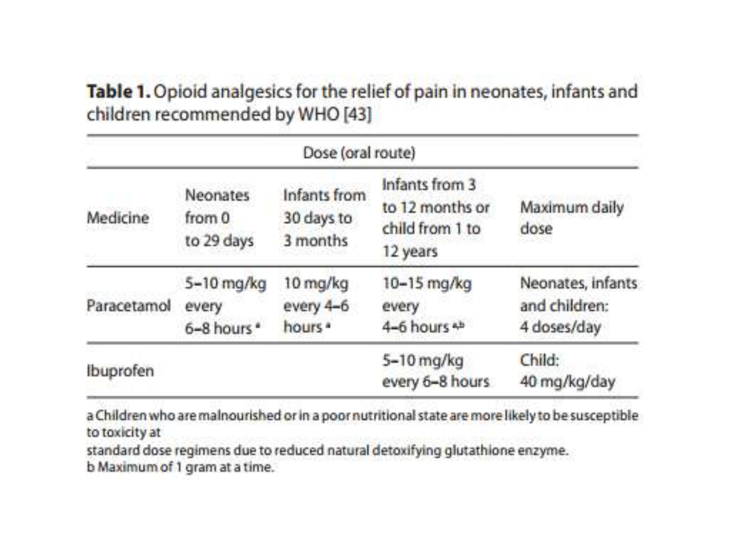**Table 1.** Opioid analgesics for the relief of pain in neonates, infants and children recommended by WHO [43]

| Dose (oral route) | | | | |
|---|---|---|---|---|
| Medicine | Neonates from 0 to 29 days | Infants from 30 days to 3 months | Infants from 3 to 12 months or child from 1 to 12 years | Maximum daily dose |
| Paracetamol | 5–10 mg/kg every 6–8 hours [a] | 10 mg/kg every 4–6 hours [a] | 10–15 mg/kg every 4–6 hours [a,b] | Neonates, infants and children: 4 doses/day |
| Ibuprofen | | | 5–10 mg/kg every 6–8 hours | Child: 40 mg/kg/day |

a Children who are malnourished or in a poor nutritional state are more likely to be susceptible to toxicity at
standard dose regimens due to reduced natural detoxifying glutathione enzyme.
b Maximum of 1 gram at a time.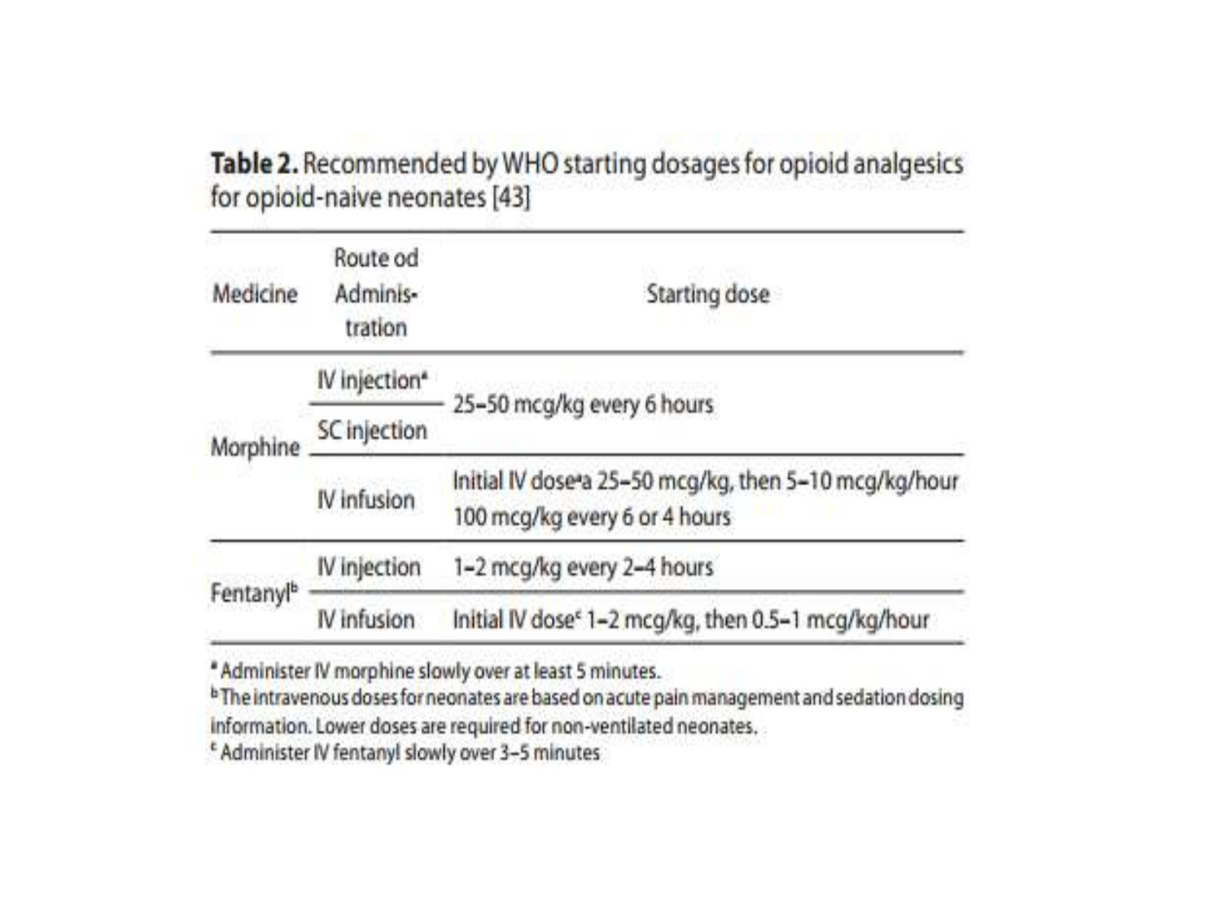**Table 2.** Recommended by WHO starting dosages for opioid analgesics for opioid-naive neonates [43]

| Medicine | Route od Adminis-tration | Starting dose |
| --- | --- | --- |
| Morphine | IV injection[a] | 25–50 mcg/kg every 6 hours |
| | SC injection | |
| | IV infusion | Initial IV dose[a] 25–50 mcg/kg, then 5–10 mcg/kg/hour 100 mcg/kg every 6 or 4 hours |
| Fentanyl[b] | IV injection | 1–2 mcg/kg every 2–4 hours |
| | IV infusion | Initial IV dose[c] 1–2 mcg/kg, then 0.5–1 mcg/kg/hour |

[a] Administer IV morphine slowly over at least 5 minutes.
[b] The intravenous doses for neonates are based on acute pain management and sedation dosing information. Lower doses are required for non-ventilated neonates.
[c] Administer IV fentanyl slowly over 3–5 minutes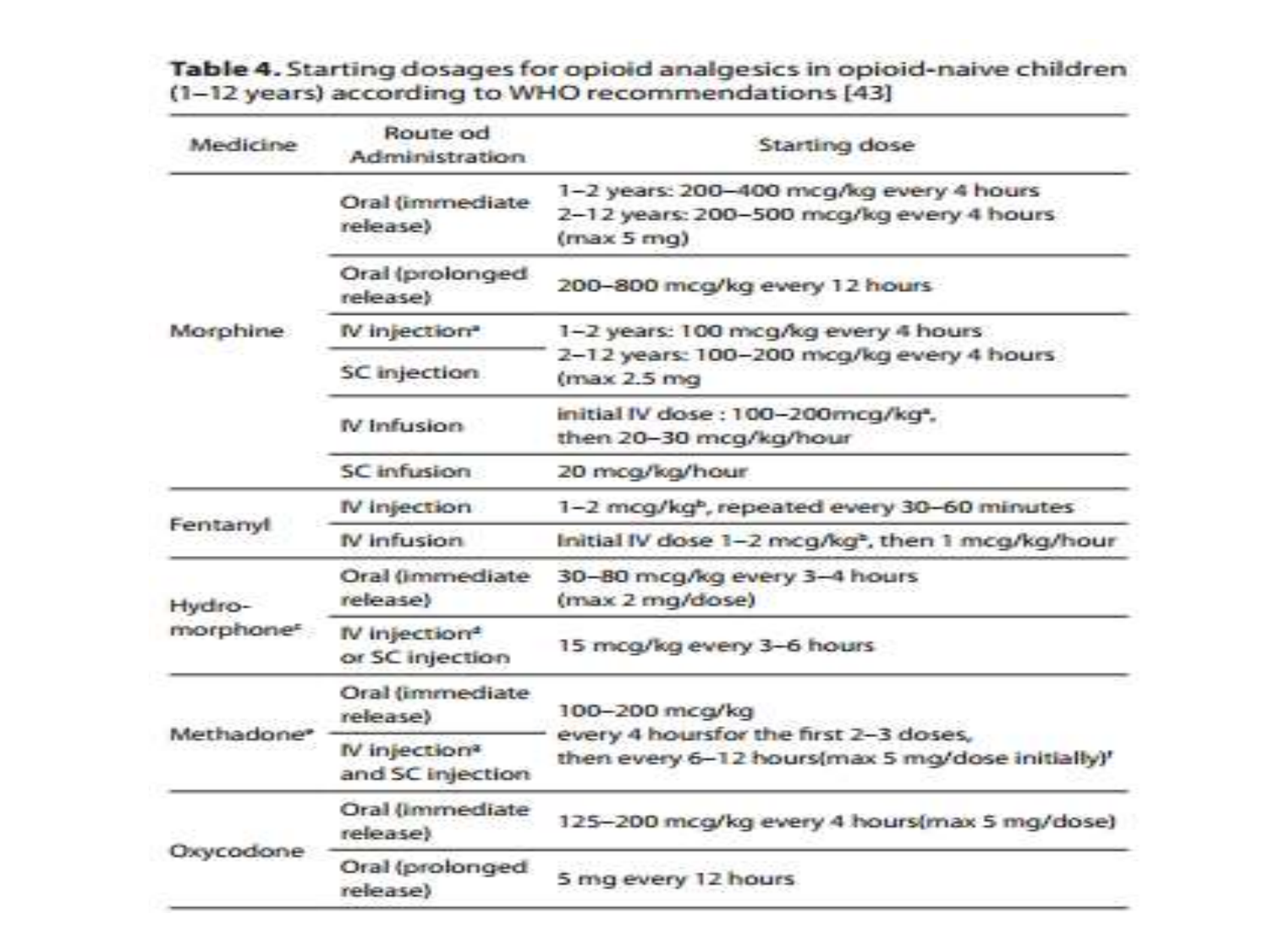**Table 4.** Starting dosages for opioid analgesics in opioid-naive children (1–12 years) according to WHO recommendations [43]

| Medicine | Route od Administration | Starting dose |
|---|---|---|
| Morphine | Oral (immediate release) | 1–2 years: 200–400 mcg/kg every 4 hours<br>2–12 years: 200–500 mcg/kg every 4 hours (max 5 mg) |
| | Oral (prolonged release) | 200–800 mcg/kg every 12 hours |
| | IV injection[a] | 1–2 years: 100 mcg/kg every 4 hours<br>2–12 years: 100–200 mcg/kg every 4 hours (max 2.5 mg |
| | SC injection | |
| | IV Infusion | initial IV dose : 100–200mcg/kg[a], then 20–30 mcg/kg/hour |
| | SC infusion | 20 mcg/kg/hour |
| Fentanyl | IV injection | 1–2 mcg/kg[b], repeated every 30–60 minutes |
| | IV infusion | Initial IV dose 1–2 mcg/kg[b], then 1 mcg/kg/hour |
| Hydro-morphone[c] | Oral (immediate release) | 30–80 mcg/kg every 3–4 hours (max 2 mg/dose) |
| | IV injection[d] or SC injection | 15 mcg/kg every 3–6 hours |
| Methadone[e] | Oral (immediate release) | 100–200 mcg/kg every 4 hoursfor the first 2–3 doses, then every 6–12 hours(max 5 mg/dose initially)[f] |
| | IV injection[a] and SC injection | |
| Oxycodone | Oral (immediate release) | 125–200 mcg/kg every 4 hours(max 5 mg/dose) |
| | Oral (prolonged release) | 5 mg every 12 hours |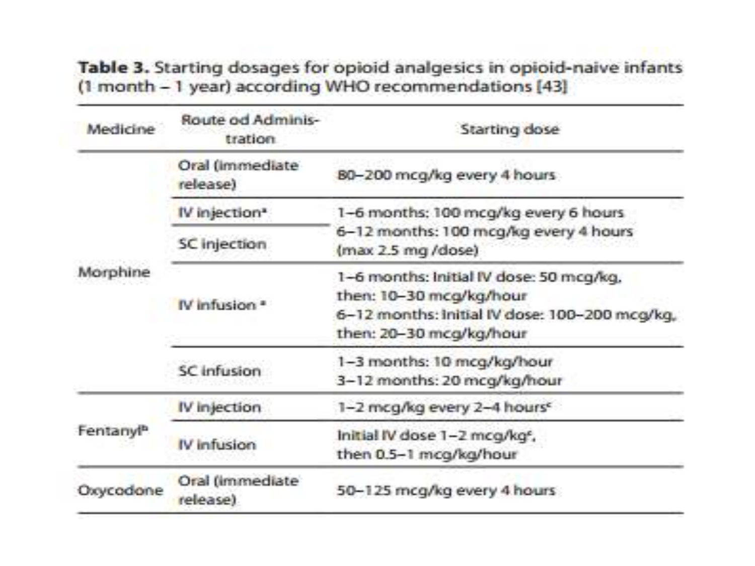**Table 3.** Starting dosages for opioid analgesics in opioid-naive infants (1 month – 1 year) according WHO recommendations [43]

| Medicine | Route od Adminis-tration | Starting dose |
|---|---|---|
| Morphine | Oral (immediate release) | 80–200 mcg/kg every 4 hours |
| | IV injection[a] | 1–6 months: 100 mcg/kg every 6 hours<br>6–12 months: 100 mcg/kg every 4 hours<br>(max 2.5 mg /dose) |
| | SC injection | |
| | IV infusion [a] | 1–6 months: Initial IV dose: 50 mcg/kg, then: 10–30 mcg/kg/hour<br>6–12 months: Initial IV dose: 100–200 mcg/kg, then: 20–30 mcg/kg/hour |
| | SC infusion | 1–3 months: 10 mcg/kg/hour<br>3–12 months: 20 mcg/kg/hour |
| Fentanyl[b] | IV injection | 1–2 mcg/kg every 2–4 hours[c] |
| | IV infusion | Initial IV dose 1–2 mcg/kg[c], then 0.5–1 mcg/kg/hour |
| Oxycodone | Oral (immediate release) | 50–125 mcg/kg every 4 hours |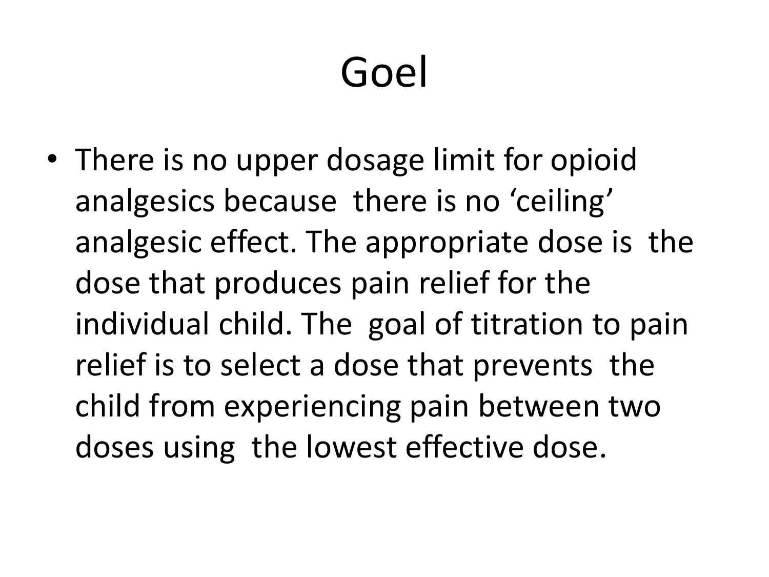# Goel

- There is no upper dosage limit for opioid analgesics because there is no 'ceiling' analgesic effect. The appropriate dose is the dose that produces pain relief for the individual child. The goal of titration to pain relief is to select a dose that prevents the child from experiencing pain between two doses using the lowest effective dose.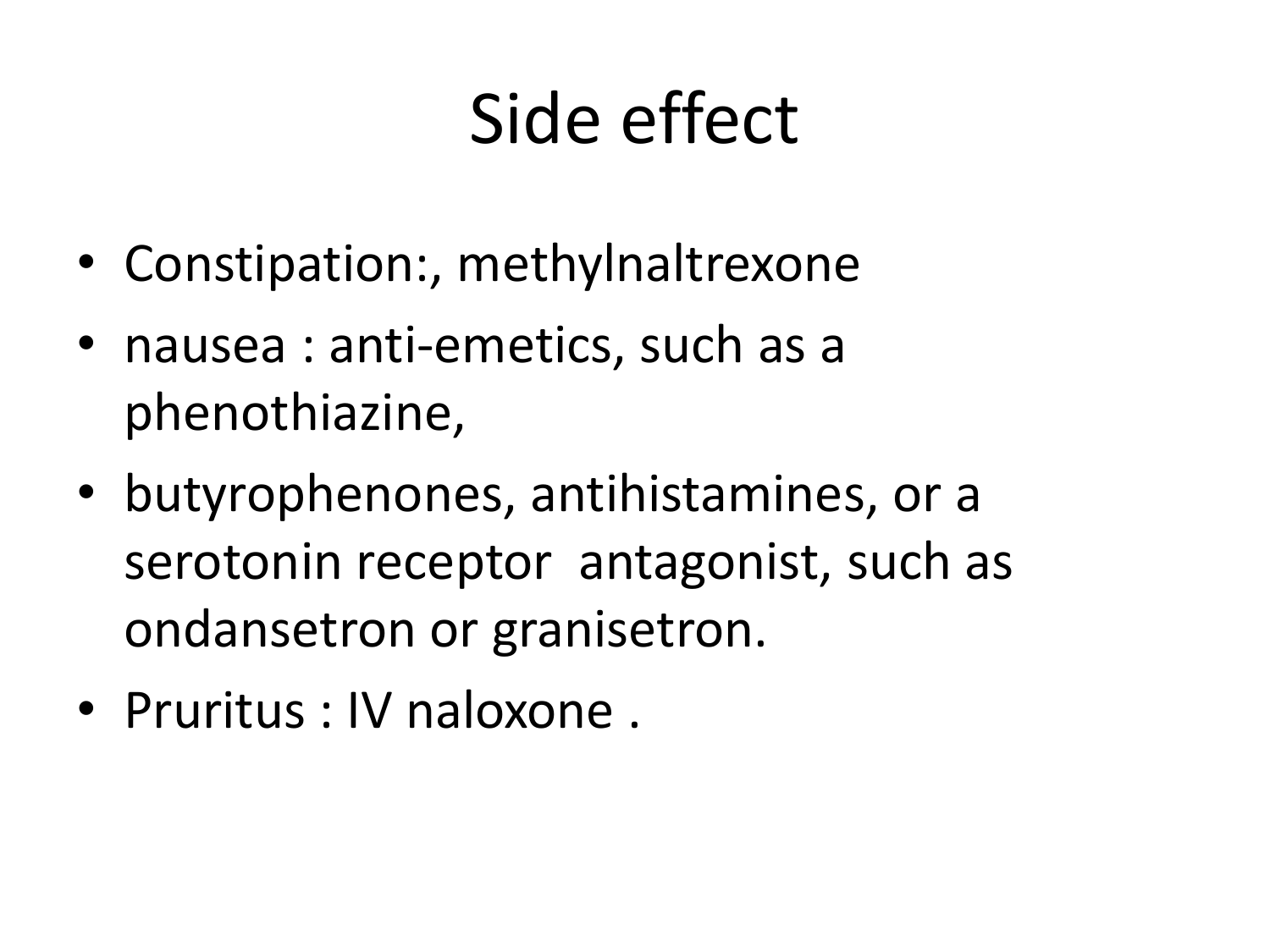# Side effect

- Constipation:, methylnaltrexone
- nausea : anti-emetics, such as a phenothiazine,
- butyrophenones, antihistamines, or a serotonin receptor antagonist, such as ondansetron or granisetron.
- Pruritus : IV naloxone .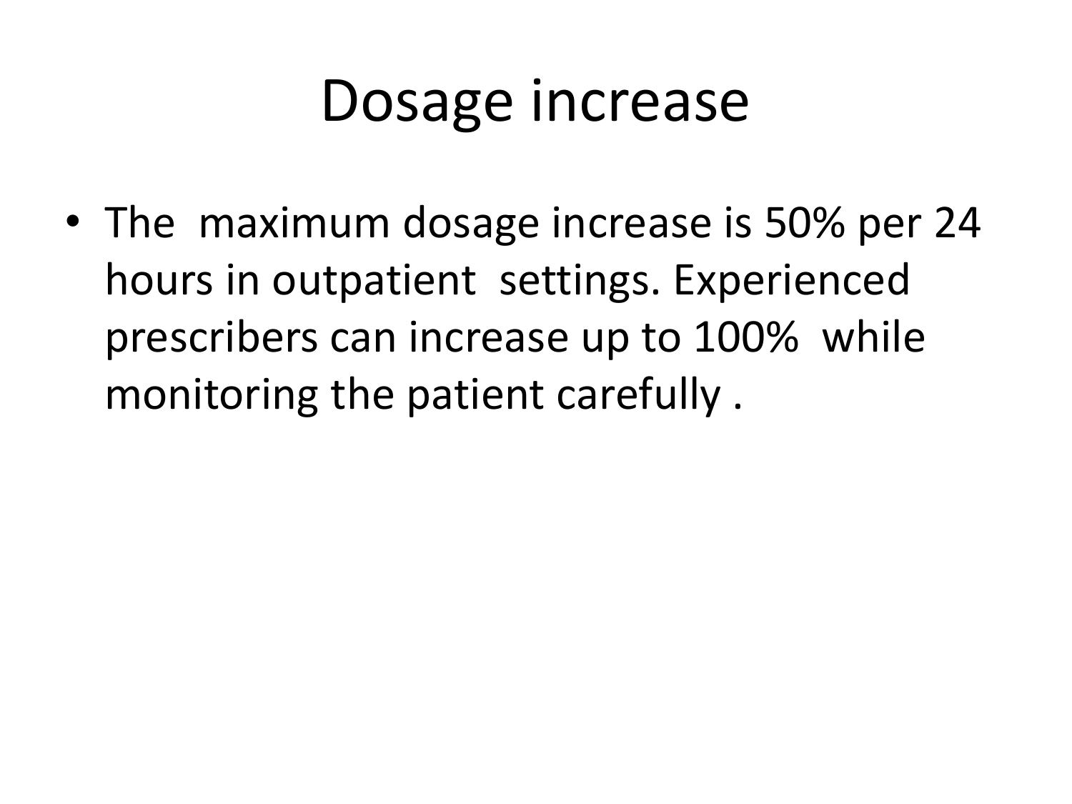# Dosage increase

- The maximum dosage increase is 50% per 24 hours in outpatient settings. Experienced prescribers can increase up to 100% while monitoring the patient carefully .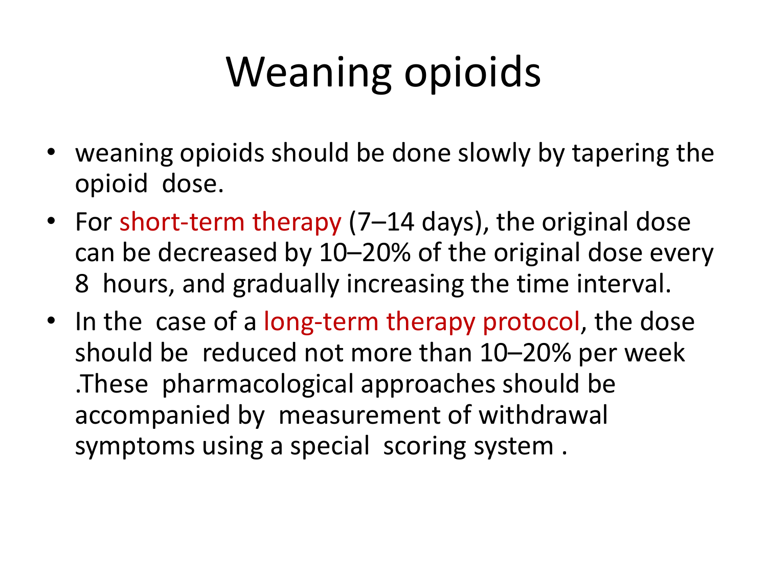# Weaning opioids

- weaning opioids should be done slowly by tapering the opioid dose.
- For short-term therapy (7–14 days), the original dose can be decreased by 10–20% of the original dose every 8 hours, and gradually increasing the time interval.
- In the case of a long-term therapy protocol, the dose should be reduced not more than 10–20% per week .These pharmacological approaches should be accompanied by measurement of withdrawal symptoms using a special scoring system .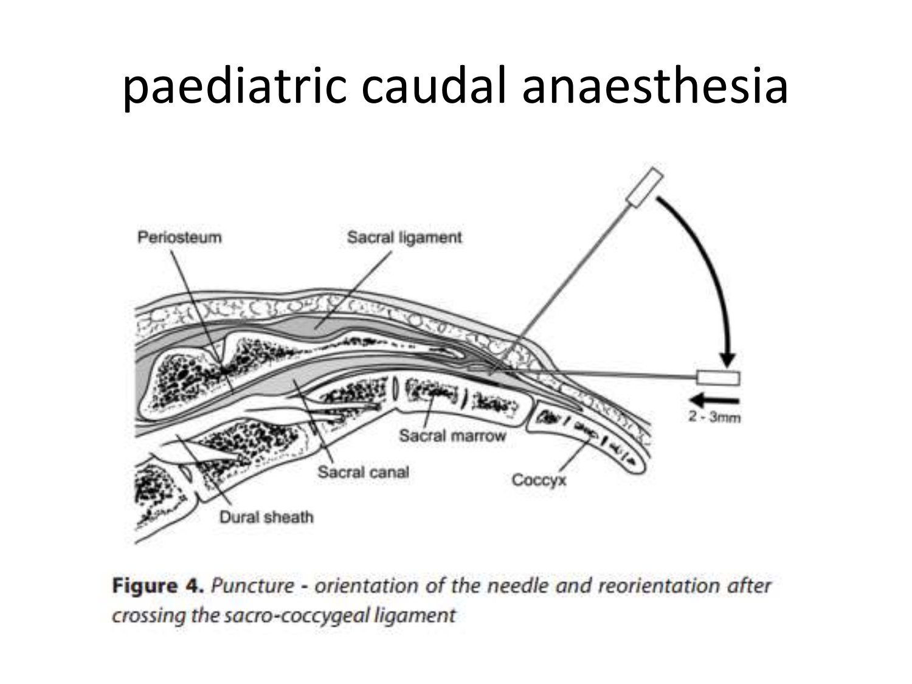# paediatric caudal anaesthesia

Periosteum

Sacral ligament

Sacral marrow

Sacral canal

Coccyx

Dural sheath

2 - 3mm

**Figure 4.** *Puncture - orientation of the needle and reorientation after crossing the sacro-coccygeal ligament*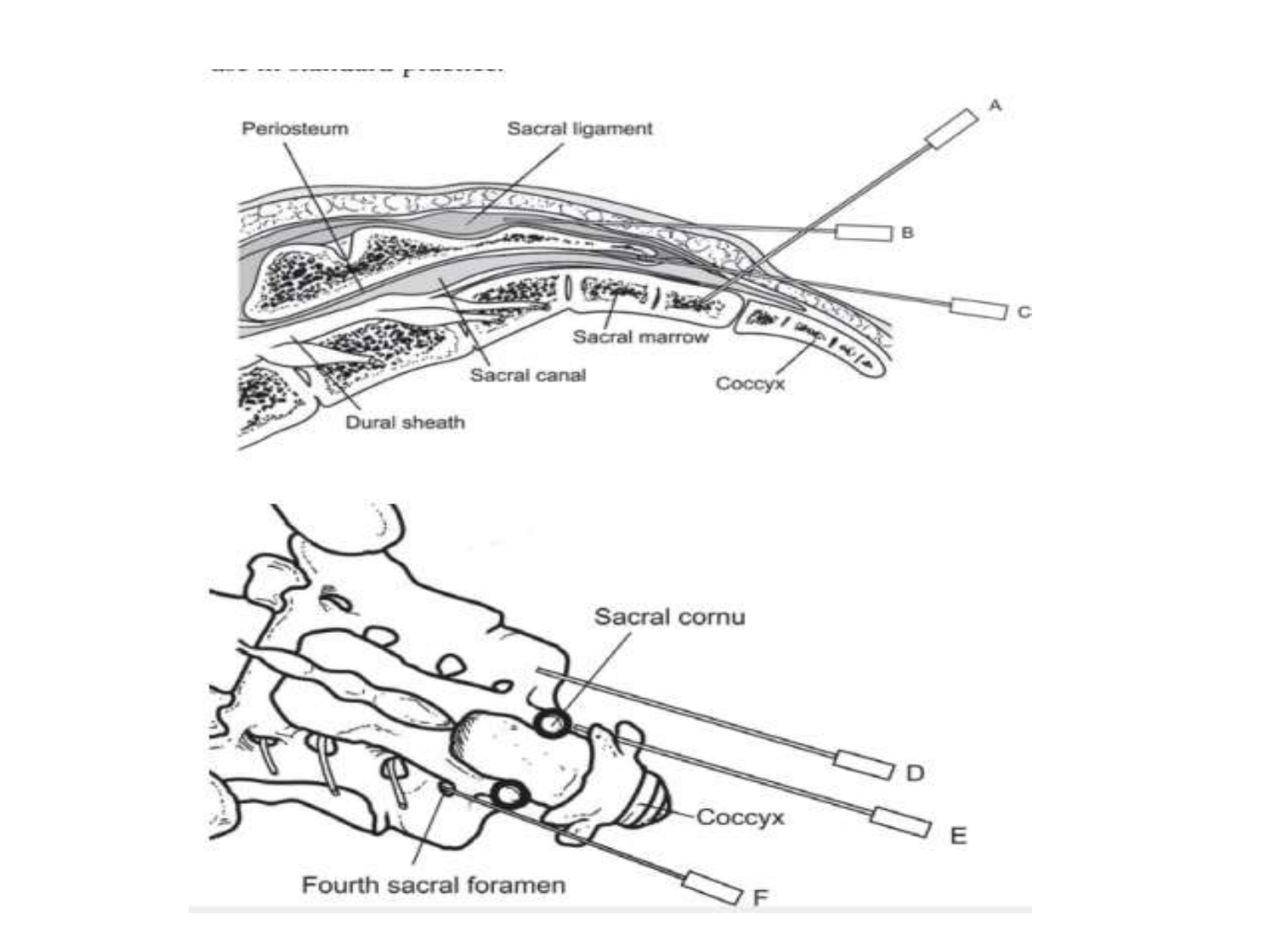use in standard practice.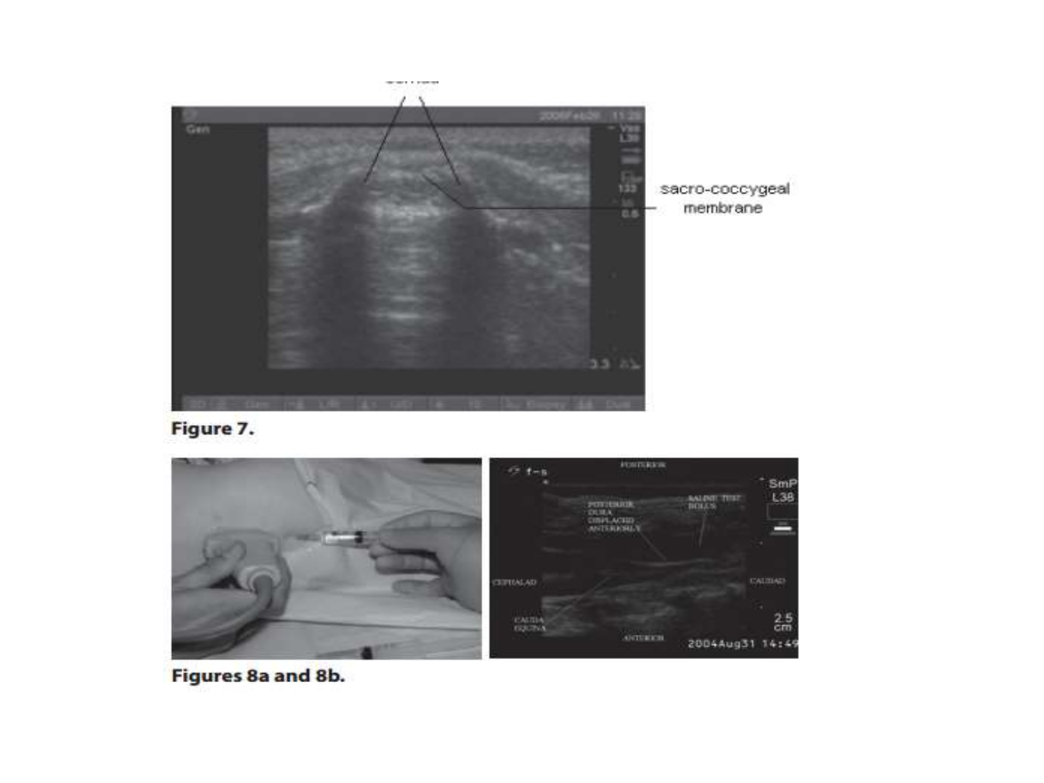Figure 7.

Figures 8a and 8b.